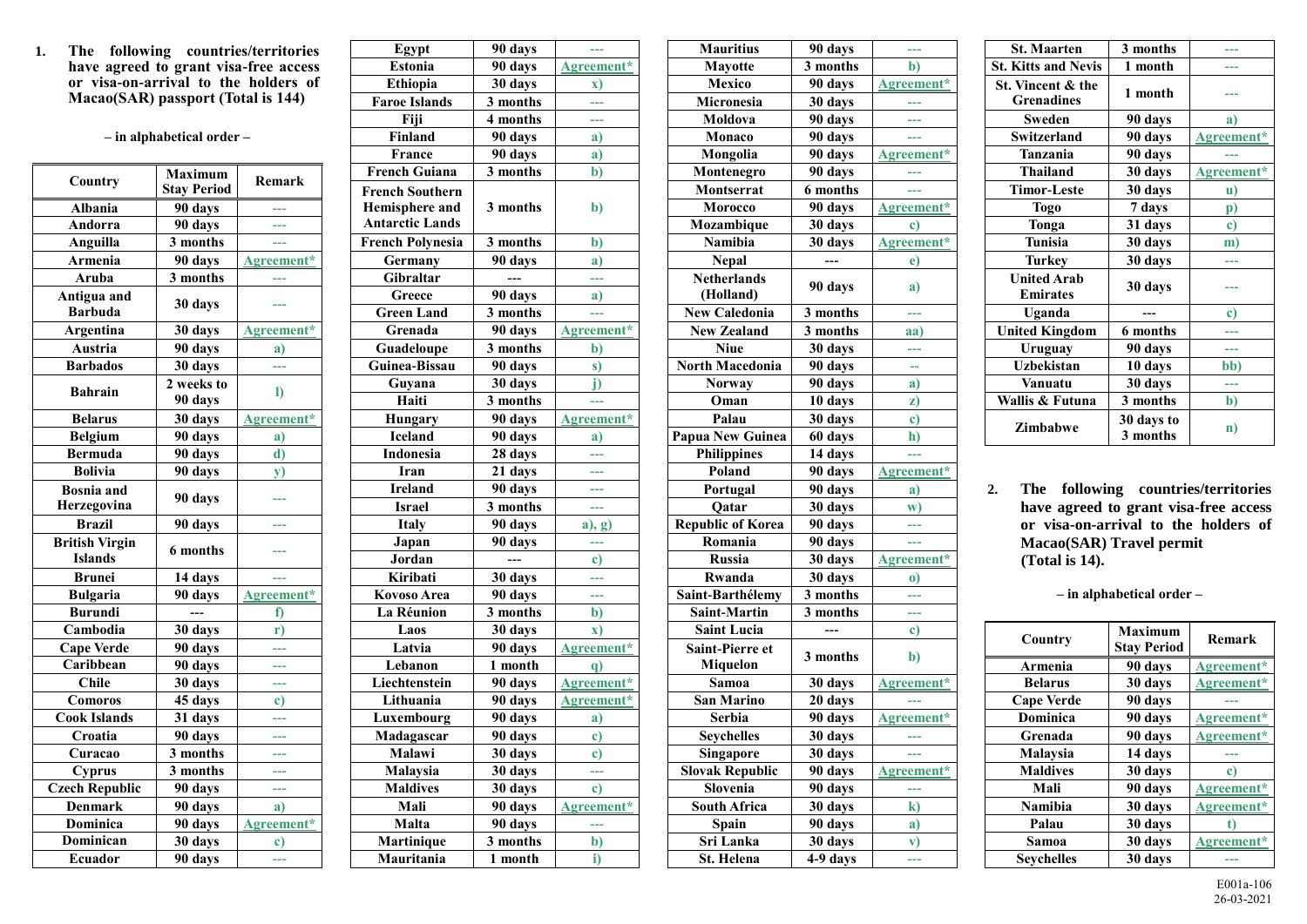1. **The following countries/territories have agreed to grant visa-free access or visa-on-arrival to the holders of Macao(SAR) passport (Total is 144)**

**– in alphabetical order –**

| Country | Maximum Stay Period | Remark |
| --- | --- | --- |
| Albania | 90 days | --- |
| Andorra | 90 days | --- |
| Anguilla | 3 months | --- |
| Armenia | 90 days | Agreement* |
| Aruba | 3 months | --- |
| Antigua and Barbuda | 30 days | --- |
| Argentina | 30 days | Agreement* |
| Austria | 90 days | a) |
| Barbados | 30 days | --- |
| Bahrain | 2 weeks to 90 days | l) |
| Belarus | 30 days | Agreement* |
| Belgium | 90 days | a) |
| Bermuda | 90 days | d) |
| Bolivia | 90 days | y) |
| Bosnia and Herzegovina | 90 days | --- |
| Brazil | 90 days | --- |
| British Virgin Islands | 6 months | --- |
| Brunei | 14 days | --- |
| Bulgaria | 90 days | Agreement* |
| Burundi | --- | f) |
| Cambodia | 30 days | r) |
| Cape Verde | 90 days | --- |
| Caribbean | 90 days | --- |
| Chile | 30 days | --- |
| Comoros | 45 days | c) |
| Cook Islands | 31 days | --- |
| Croatia | 90 days | --- |
| Curacao | 3 months | --- |
| Cyprus | 3 months | --- |
| Czech Republic | 90 days | --- |
| Denmark | 90 days | a) |
| Dominica | 90 days | Agreement* |
| Dominican | 30 days | c) |
| Ecuador | 90 days | --- |
| Egypt | 90 days | --- |
| Estonia | 90 days | Agreement* |
| Ethiopia | 30 days | x) |
| Faroe Islands | 3 months | --- |
| Fiji | 4 months | --- |
| Finland | 90 days | a) |
| France | 90 days | a) |
| French Guiana | 3 months | b) |
| French Southern Hemisphere and Antarctic Lands | 3 months | b) |
| French Polynesia | 3 months | b) |
| Germany | 90 days | a) |
| Gibraltar | --- | --- |
| Greece | 90 days | a) |
| Green Land | 3 months | --- |
| Grenada | 90 days | Agreement* |
| Guadeloupe | 3 months | b) |
| Guinea-Bissau | 90 days | s) |
| Guyana | 30 days | j) |
| Haiti | 3 months | --- |
| Hungary | 90 days | Agreement* |
| Iceland | 90 days | a) |
| Indonesia | 28 days | --- |
| Iran | 21 days | --- |
| Ireland | 90 days | --- |
| Israel | 3 months | --- |
| Italy | 90 days | a), g) |
| Japan | 90 days | --- |
| Jordan | --- | c) |
| Kiribati | 30 days | --- |
| Kovoso Area | 90 days | --- |
| La Réunion | 3 months | b) |
| Laos | 30 days | x) |
| Latvia | 90 days | Agreement* |
| Lebanon | 1 month | q) |
| Liechtenstein | 90 days | Agreement* |
| Lithuania | 90 days | Agreement* |
| Luxembourg | 90 days | a) |
| Madagascar | 90 days | c) |
| Malawi | 30 days | c) |
| Malaysia | 30 days | --- |
| Maldives | 30 days | c) |
| Mali | 90 days | Agreement* |
| Malta | 90 days | --- |
| Martinique | 3 months | b) |
| Mauritania | 1 month | i) |
| Mauritius | 90 days | --- |
| Mayotte | 3 months | b) |
| Mexico | 90 days | Agreement* |
| Micronesia | 30 days | --- |
| Moldova | 90 days | --- |
| Monaco | 90 days | --- |
| Mongolia | 90 days | Agreement* |
| Montenegro | 90 days | --- |
| Montserrat | 6 months | --- |
| Morocco | 90 days | Agreement* |
| Mozambique | 30 days | c) |
| Namibia | 30 days | Agreement* |
| Nepal | --- | e) |
| Netherlands (Holland) | 90 days | a) |
| New Caledonia | 3 months | --- |
| New Zealand | 3 months | aa) |
| Niue | 30 days | --- |
| North Macedonia | 90 days | -- |
| Norway | 90 days | a) |
| Oman | 10 days | z) |
| Palau | 30 days | c) |
| Papua New Guinea | 60 days | h) |
| Philippines | 14 days | --- |
| Poland | 90 days | Agreement* |
| Portugal | 90 days | a) |
| Qatar | 30 days | w) |
| Republic of Korea | 90 days | --- |
| Romania | 90 days | --- |
| Russia | 30 days | Agreement* |
| Rwanda | 30 days | o) |
| Saint-Barthélemy | 3 months | --- |
| Saint-Martin | 3 months | --- |
| Saint Lucia | --- | c) |
| Saint-Pierre et Miquelon | 3 months | b) |
| Samoa | 30 days | Agreement* |
| San Marino | 20 days | --- |
| Serbia | 90 days | Agreement* |
| Seychelles | 30 days | --- |
| Singapore | 30 days | --- |
| Slovak Republic | 90 days | Agreement* |
| Slovenia | 90 days | --- |
| South Africa | 30 days | k) |
| Spain | 90 days | a) |
| Sri Lanka | 30 days | v) |
| St. Helena | 4-9 days | --- |
| St. Maarten | 3 months | --- |
| St. Kitts and Nevis | 1 month | --- |
| St. Vincent & the Grenadines | 1 month | --- |
| Sweden | 90 days | a) |
| Switzerland | 90 days | Agreement* |
| Tanzania | 90 days | --- |
| Thailand | 30 days | Agreement* |
| Timor-Leste | 30 days | u) |
| Togo | 7 days | p) |
| Tonga | 31 days | c) |
| Tunisia | 30 days | m) |
| Turkey | 30 days | --- |
| United Arab Emirates | 30 days | --- |
| Uganda | --- | c) |
| United Kingdom | 6 months | --- |
| Uruguay | 90 days | --- |
| Uzbekistan | 10 days | bb) |
| Vanuatu | 30 days | --- |
| Wallis & Futuna | 3 months | b) |
| Zimbabwe | 30 days to 3 months | n) |

2. **The following countries/territories have agreed to grant visa-free access or visa-on-arrival to the holders of Macao(SAR) Travel permit (Total is 14).**

**– in alphabetical order –**

| Country | Maximum Stay Period | Remark |
| --- | --- | --- |
| Armenia | 90 days | Agreement* |
| Belarus | 30 days | Agreement* |
| Cape Verde | 90 days | --- |
| Dominica | 90 days | Agreement* |
| Grenada | 90 days | Agreement* |
| Malaysia | 14 days | --- |
| Maldives | 30 days | c) |
| Mali | 90 days | Agreement* |
| Namibia | 30 days | Agreement* |
| Palau | 30 days | t) |
| Samoa | 30 days | Agreement* |
| Seychelles | 30 days | --- |

E001a-106
26-03-2021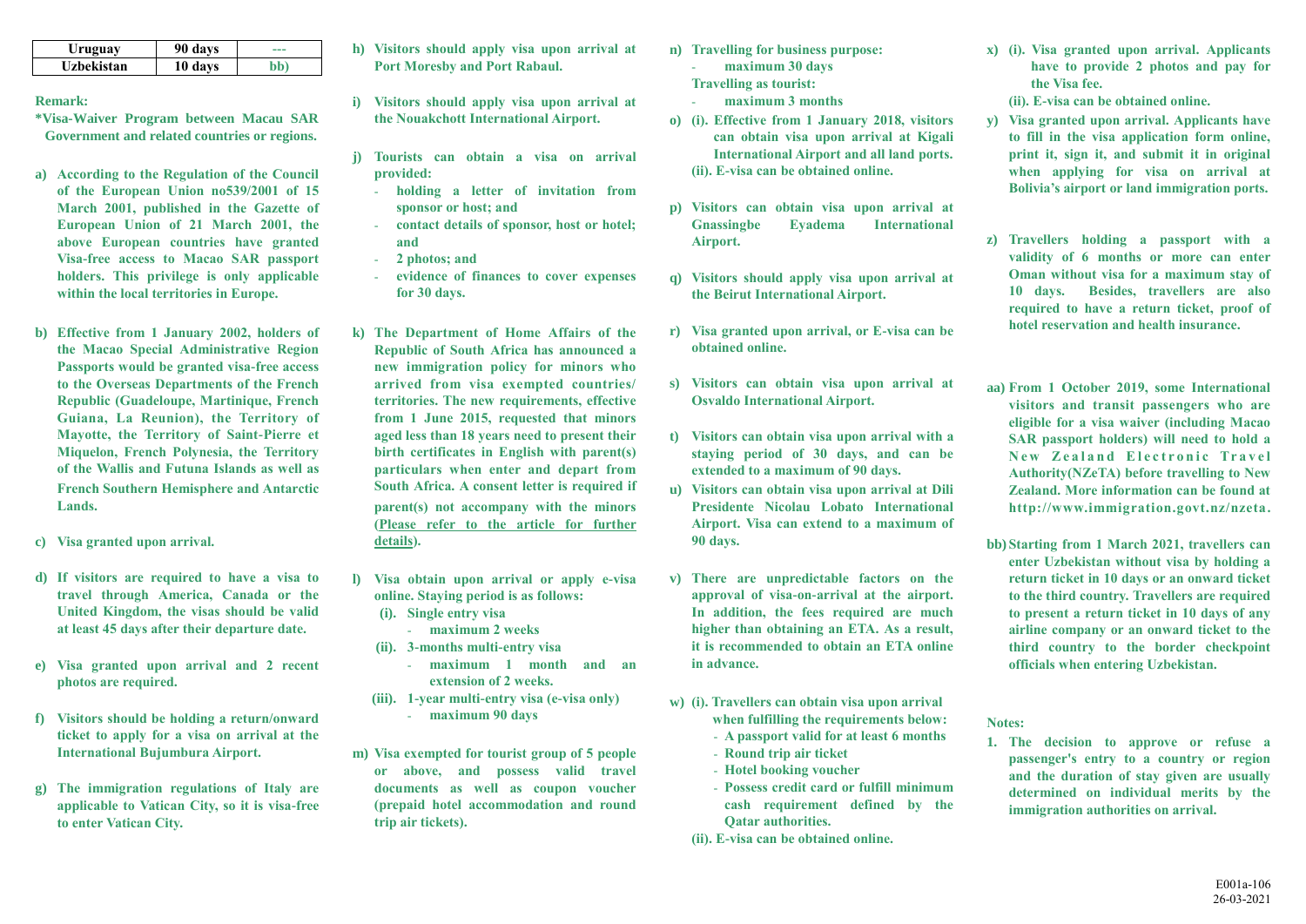| Uruguay | 90 days | --- |
|---|---|---|
| Uzbekistan | 10 days | bb) |

**Remark:**

**\*Visa-Waiver Program between Macau SAR Government and related countries or regions.**

**a) According to the Regulation of the Council of the European Union no539/2001 of 15 March 2001, published in the Gazette of European Union of 21 March 2001, the above European countries have granted Visa-free access to Macao SAR passport holders. This privilege is only applicable within the local territories in Europe.**

**b) Effective from 1 January 2002, holders of the Macao Special Administrative Region Passports would be granted visa-free access to the Overseas Departments of the French Republic (Guadeloupe, Martinique, French Guiana, La Reunion), the Territory of Mayotte, the Territory of Saint-Pierre et Miquelon, French Polynesia, the Territory of the Wallis and Futuna Islands as well as French Southern Hemisphere and Antarctic Lands.**

**c) Visa granted upon arrival.**

**d) If visitors are required to have a visa to travel through America, Canada or the United Kingdom, the visas should be valid at least 45 days after their departure date.**

**e) Visa granted upon arrival and 2 recent photos are required.**

**f) Visitors should be holding a return/onward ticket to apply for a visa on arrival at the International Bujumbura Airport.**

**g) The immigration regulations of Italy are applicable to Vatican City, so it is visa-free to enter Vatican City.**

**h) Visitors should apply visa upon arrival at Port Moresby and Port Rabaul.**

**i) Visitors should apply visa upon arrival at the Nouakchott International Airport.**

**j) Tourists can obtain a visa on arrival provided:**
- **holding a letter of invitation from sponsor or host; and**
- **contact details of sponsor, host or hotel; and**
- **2 photos; and**
- **evidence of finances to cover expenses for 30 days.**

**k) The Department of Home Affairs of the Republic of South Africa has announced a new immigration policy for minors who arrived from visa exempted countries/ territories. The new requirements, effective from 1 June 2015, requested that minors aged less than 18 years need to present their birth certificates in English with parent(s) particulars when enter and depart from South Africa. A consent letter is required if parent(s) not accompany with the minors (Please refer to the article for further details).**

**l) Visa obtain upon arrival or apply e-visa online. Staying period is as follows:**
- **(i). Single entry visa**
  - **maximum 2 weeks**
- **(ii). 3-months multi-entry visa**
  - **maximum 1 month and an extension of 2 weeks.**
- **(iii). 1-year multi-entry visa (e-visa only)**
  - **maximum 90 days**

**m) Visa exempted for tourist group of 5 people or above, and possess valid travel documents as well as coupon voucher (prepaid hotel accommodation and round trip air tickets).**

**n) Travelling for business purpose:**
- **maximum 30 days**

**Travelling as tourist:**
- **maximum 3 months**

**o) (i). Effective from 1 January 2018, visitors can obtain visa upon arrival at Kigali International Airport and all land ports.**
**(ii). E-visa can be obtained online.**

**p) Visitors can obtain visa upon arrival at Gnassingbe Eyadema International Airport.**

**q) Visitors should apply visa upon arrival at the Beirut International Airport.**

**r) Visa granted upon arrival, or E-visa can be obtained online.**

**s) Visitors can obtain visa upon arrival at Osvaldo International Airport.**

**t) Visitors can obtain visa upon arrival with a staying period of 30 days, and can be extended to a maximum of 90 days.**

**u) Visitors can obtain visa upon arrival at Dili Presidente Nicolau Lobato International Airport. Visa can extend to a maximum of 90 days.**

**v) There are unpredictable factors on the approval of visa-on-arrival at the airport. In addition, the fees required are much higher than obtaining an ETA. As a result, it is recommended to obtain an ETA online in advance.**

**w) (i). Travellers can obtain visa upon arrival when fulfilling the requirements below:**
- **A passport valid for at least 6 months**
- **Round trip air ticket**
- **Hotel booking voucher**
- **Possess credit card or fulfill minimum cash requirement defined by the Qatar authorities.**

**(ii). E-visa can be obtained online.**

**x) (i). Visa granted upon arrival. Applicants have to provide 2 photos and pay for the Visa fee.**
**(ii). E-visa can be obtained online.**

**y) Visa granted upon arrival. Applicants have to fill in the visa application form online, print it, sign it, and submit it in original when applying for visa on arrival at Bolivia's airport or land immigration ports.**

**z) Travellers holding a passport with a validity of 6 months or more can enter Oman without visa for a maximum stay of 10 days. Besides, travellers are also required to have a return ticket, proof of hotel reservation and health insurance.**

**aa) From 1 October 2019, some International visitors and transit passengers who are eligible for a visa waiver (including Macao SAR passport holders) will need to hold a New Zealand Electronic Travel Authority(NZeTA) before travelling to New Zealand. More information can be found at http://www.immigration.govt.nz/nzeta.**

**bb) Starting from 1 March 2021, travellers can enter Uzbekistan without visa by holding a return ticket in 10 days or an onward ticket to the third country. Travellers are required to present a return ticket in 10 days of any airline company or an onward ticket to the third country to the border checkpoint officials when entering Uzbekistan.**

**Notes:**

**1. The decision to approve or refuse a passenger's entry to a country or region and the duration of stay given are usually determined on individual merits by the immigration authorities on arrival.**

E001a-106
26-03-2021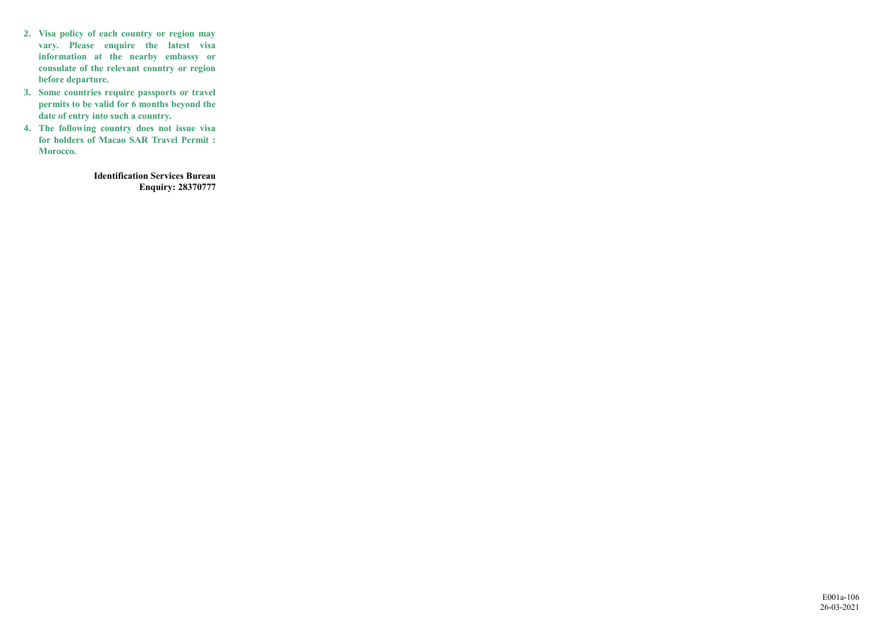2. **Visa policy of each country or region may vary. Please enquire the latest visa information at the nearby embassy or consulate of the relevant country or region before departure.**
3. **Some countries require passports or travel permits to be valid for 6 months beyond the date of entry into such a country.**
4. **The following country does not issue visa for holders of Macao SAR Travel Permit : Morocco.**

**Identification Services Bureau**
**Enquiry: 28370777**

E001a-106
26-03-2021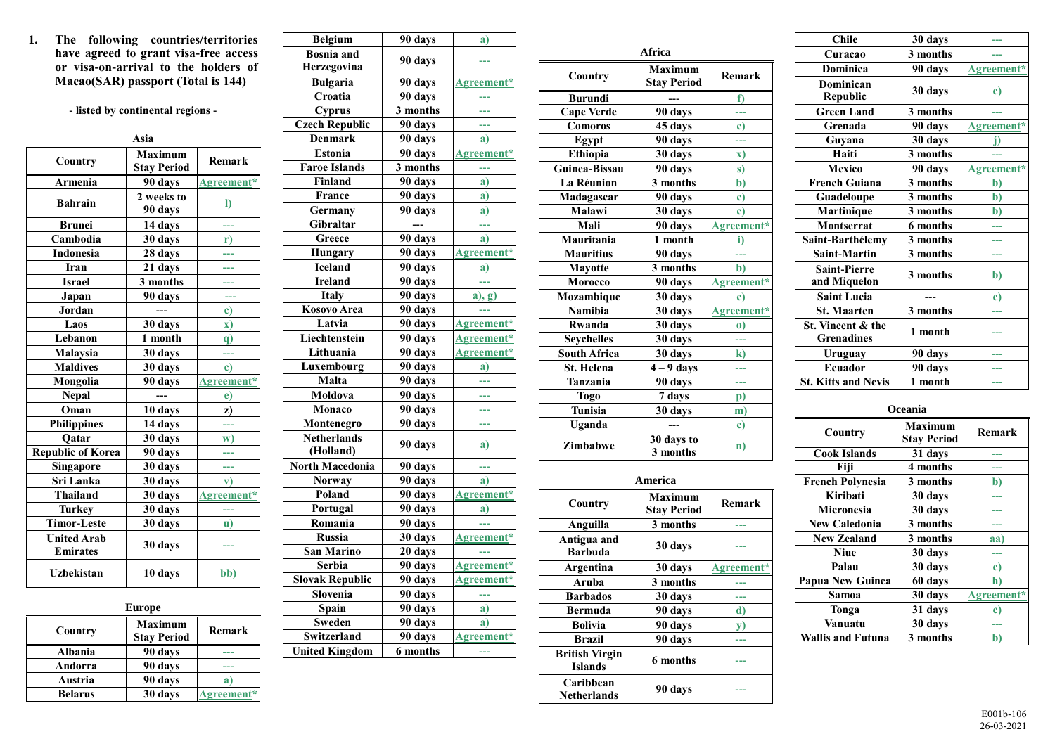1. **The following countries/territories have agreed to grant visa-free access or visa-on-arrival to the holders of Macao(SAR) passport (Total is 144)**

**- listed by continental regions -**

### Asia

| Country | Maximum Stay Period | Remark |
|---|---|---|
| Armenia | 90 days | Agreement* |
| Bahrain | 2 weeks to 90 days | l) |
| Brunei | 14 days | --- |
| Cambodia | 30 days | r) |
| Indonesia | 28 days | --- |
| Iran | 21 days | --- |
| Israel | 3 months | --- |
| Japan | 90 days | --- |
| Jordan | --- | c) |
| Laos | 30 days | x) |
| Lebanon | 1 month | q) |
| Malaysia | 30 days | --- |
| Maldives | 30 days | c) |
| Mongolia | 90 days | Agreement* |
| Nepal | --- | e) |
| Oman | 10 days | z) |
| Philippines | 14 days | --- |
| Qatar | 30 days | w) |
| Republic of Korea | 90 days | --- |
| Singapore | 30 days | --- |
| Sri Lanka | 30 days | v) |
| Thailand | 30 days | Agreement* |
| Turkey | 30 days | --- |
| Timor-Leste | 30 days | u) |
| United Arab Emirates | 30 days | --- |
| Uzbekistan | 10 days | bb) |

### Europe

| Country | Maximum Stay Period | Remark |
|---|---|---|
| Albania | 90 days | --- |
| Andorra | 90 days | --- |
| Austria | 90 days | a) |
| Belarus | 30 days | Agreement* |
| Belgium | 90 days | a) |
| Bosnia and Herzegovina | 90 days | --- |
| Bulgaria | 90 days | Agreement* |
| Croatia | 90 days | --- |
| Cyprus | 3 months | --- |
| Czech Republic | 90 days | --- |
| Denmark | 90 days | a) |
| Estonia | 90 days | Agreement* |
| Faroe Islands | 3 months | --- |
| Finland | 90 days | a) |
| France | 90 days | a) |
| Germany | 90 days | a) |
| Gibraltar | --- | --- |
| Greece | 90 days | a) |
| Hungary | 90 days | Agreement* |
| Iceland | 90 days | a) |
| Ireland | 90 days | --- |
| Italy | 90 days | a), g) |
| Kosovo Area | 90 days | --- |
| Latvia | 90 days | Agreement* |
| Liechtenstein | 90 days | Agreement* |
| Lithuania | 90 days | Agreement* |
| Luxembourg | 90 days | a) |
| Malta | 90 days | --- |
| Moldova | 90 days | --- |
| Monaco | 90 days | --- |
| Montenegro | 90 days | --- |
| Netherlands (Holland) | 90 days | a) |
| North Macedonia | 90 days | --- |
| Norway | 90 days | a) |
| Poland | 90 days | Agreement* |
| Portugal | 90 days | a) |
| Romania | 90 days | --- |
| Russia | 30 days | Agreement* |
| San Marino | 20 days | --- |
| Serbia | 90 days | Agreement* |
| Slovak Republic | 90 days | Agreement* |
| Slovenia | 90 days | --- |
| Spain | 90 days | a) |
| Sweden | 90 days | a) |
| Switzerland | 90 days | Agreement* |
| United Kingdom | 6 months | --- |

### Africa

| Country | Maximum Stay Period | Remark |
|---|---|---|
| Burundi | --- | f) |
| Cape Verde | 90 days | --- |
| Comoros | 45 days | c) |
| Egypt | 90 days | --- |
| Ethiopia | 30 days | x) |
| Guinea-Bissau | 90 days | s) |
| La Réunion | 3 months | b) |
| Madagascar | 90 days | c) |
| Malawi | 30 days | c) |
| Mali | 90 days | Agreement* |
| Mauritania | 1 month | i) |
| Mauritius | 90 days | --- |
| Mayotte | 3 months | b) |
| Morocco | 90 days | Agreement* |
| Mozambique | 30 days | c) |
| Namibia | 30 days | Agreement* |
| Rwanda | 30 days | o) |
| Seychelles | 30 days | --- |
| South Africa | 30 days | k) |
| St. Helena | 4 – 9 days | --- |
| Tanzania | 90 days | --- |
| Togo | 7 days | p) |
| Tunisia | 30 days | m) |
| Uganda | --- | c) |
| Zimbabwe | 30 days to 3 months | n) |

### America

| Country | Maximum Stay Period | Remark |
|---|---|---|
| Anguilla | 3 months | --- |
| Antigua and Barbuda | 30 days | --- |
| Argentina | 30 days | Agreement* |
| Aruba | 3 months | --- |
| Barbados | 30 days | --- |
| Bermuda | 90 days | d) |
| Bolivia | 90 days | y) |
| Brazil | 90 days | --- |
| British Virgin Islands | 6 months | --- |
| Caribbean Netherlands | 90 days | --- |
| Chile | 30 days | --- |
| Curacao | 3 months | --- |
| Dominica | 90 days | Agreement* |
| Dominican Republic | 30 days | c) |
| Green Land | 3 months | --- |
| Grenada | 90 days | Agreement* |
| Guyana | 30 days | j) |
| Haiti | 3 months | --- |
| Mexico | 90 days | Agreement* |
| French Guiana | 3 months | b) |
| Guadeloupe | 3 months | b) |
| Martinique | 3 months | b) |
| Montserrat | 6 months | --- |
| Saint-Barthélemy | 3 months | --- |
| Saint-Martin | 3 months | --- |
| Saint-Pierre and Miquelon | 3 months | b) |
| Saint Lucia | --- | c) |
| St. Maarten | 3 months | --- |
| St. Vincent & the Grenadines | 1 month | --- |
| Uruguay | 90 days | --- |
| Ecuador | 90 days | --- |
| St. Kitts and Nevis | 1 month | --- |

### Oceania

| Country | Maximum Stay Period | Remark |
|---|---|---|
| Cook Islands | 31 days | --- |
| Fiji | 4 months | --- |
| French Polynesia | 3 months | b) |
| Kiribati | 30 days | --- |
| Micronesia | 30 days | --- |
| New Caledonia | 3 months | --- |
| New Zealand | 3 months | aa) |
| Niue | 30 days | --- |
| Palau | 30 days | c) |
| Papua New Guinea | 60 days | h) |
| Samoa | 30 days | Agreement* |
| Tonga | 31 days | c) |
| Vanuatu | 30 days | --- |
| Wallis and Futuna | 3 months | b) |

E001b-106
26-03-2021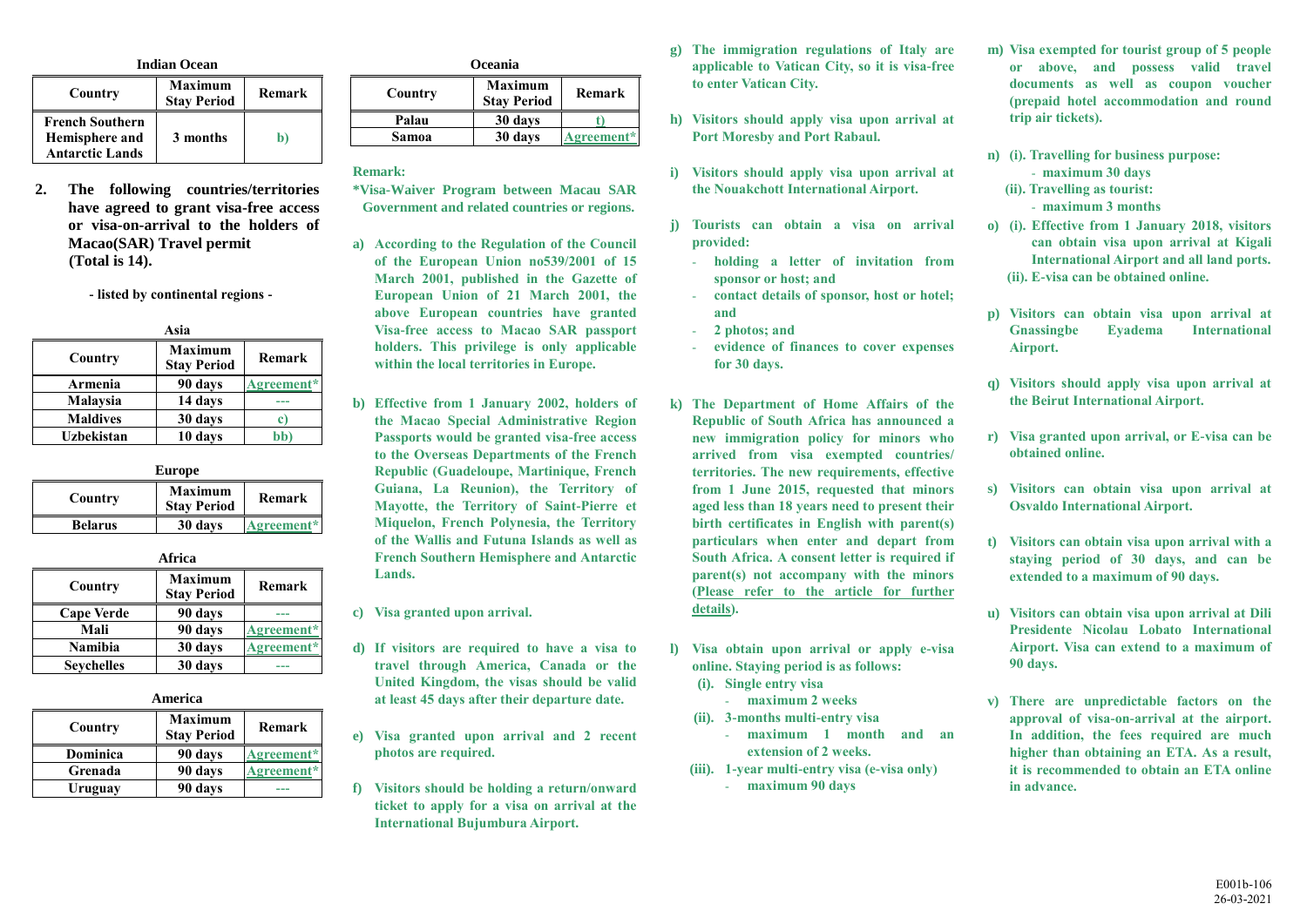**Indian Ocean**

| Country | Maximum Stay Period | Remark |
|---|---|---|
| French Southern Hemisphere and Antarctic Lands | 3 months | b) |

2. **The following countries/territories have agreed to grant visa-free access or visa-on-arrival to the holders of Macao(SAR) Travel permit (Total is 14).**

**- listed by continental regions -**

**Asia**

| Country | Maximum Stay Period | Remark |
|---|---|---|
| Armenia | 90 days | Agreement* |
| Malaysia | 14 days | --- |
| Maldives | 30 days | c) |
| Uzbekistan | 10 days | bb) |

**Europe**

| Country | Maximum Stay Period | Remark |
|---|---|---|
| Belarus | 30 days | Agreement* |

**Africa**

| Country | Maximum Stay Period | Remark |
|---|---|---|
| Cape Verde | 90 days | --- |
| Mali | 90 days | Agreement* |
| Namibia | 30 days | Agreement* |
| Seychelles | 30 days | --- |

**America**

| Country | Maximum Stay Period | Remark |
|---|---|---|
| Dominica | 90 days | Agreement* |
| Grenada | 90 days | Agreement* |
| Uruguay | 90 days | --- |

**Oceania**

| Country | Maximum Stay Period | Remark |
|---|---|---|
| Palau | 30 days | t) |
| Samoa | 30 days | Agreement* |

**Remark:**

**\*Visa-Waiver Program between Macau SAR Government and related countries or regions.**

a) According to the Regulation of the Council of the European Union no539/2001 of 15 March 2001, published in the Gazette of European Union of 21 March 2001, the above European countries have granted Visa-free access to Macao SAR passport holders. This privilege is only applicable within the local territories in Europe.

b) Effective from 1 January 2002, holders of the Macao Special Administrative Region Passports would be granted visa-free access to the Overseas Departments of the French Republic (Guadeloupe, Martinique, French Guiana, La Reunion), the Territory of Mayotte, the Territory of Saint-Pierre et Miquelon, French Polynesia, the Territory of the Wallis and Futuna Islands as well as French Southern Hemisphere and Antarctic Lands.

c) Visa granted upon arrival.

d) If visitors are required to have a visa to travel through America, Canada or the United Kingdom, the visas should be valid at least 45 days after their departure date.

e) Visa granted upon arrival and 2 recent photos are required.

f) Visitors should be holding a return/onward ticket to apply for a visa on arrival at the International Bujumbura Airport.

g) The immigration regulations of Italy are applicable to Vatican City, so it is visa-free to enter Vatican City.

h) Visitors should apply visa upon arrival at Port Moresby and Port Rabaul.

i) Visitors should apply visa upon arrival at the Nouakchott International Airport.

j) Tourists can obtain a visa on arrival provided:
- holding a letter of invitation from sponsor or host; and
- contact details of sponsor, host or hotel; and
- 2 photos; and
- evidence of finances to cover expenses for 30 days.

k) The Department of Home Affairs of the Republic of South Africa has announced a new immigration policy for minors who arrived from visa exempted countries/ territories. The new requirements, effective from 1 June 2015, requested that minors aged less than 18 years need to present their birth certificates in English with parent(s) particulars when enter and depart from South Africa. A consent letter is required if parent(s) not accompany with the minors (Please refer to the article for further details).

l) Visa obtain upon arrival or apply e-visa online. Staying period is as follows:
  (i). Single entry visa
  - maximum 2 weeks
  (ii). 3-months multi-entry visa
  - maximum 1 month and an extension of 2 weeks.
  (iii). 1-year multi-entry visa (e-visa only)
  - maximum 90 days

m) Visa exempted for tourist group of 5 people or above, and possess valid travel documents as well as coupon voucher (prepaid hotel accommodation and round trip air tickets).

n) (i). Travelling for business purpose:
  - maximum 30 days
  (ii). Travelling as tourist:
  - maximum 3 months

o) (i). Effective from 1 January 2018, visitors can obtain visa upon arrival at Kigali International Airport and all land ports.
  (ii). E-visa can be obtained online.

p) Visitors can obtain visa upon arrival at Gnassingbe Eyadema International Airport.

q) Visitors should apply visa upon arrival at the Beirut International Airport.

r) Visa granted upon arrival, or E-visa can be obtained online.

s) Visitors can obtain visa upon arrival at Osvaldo International Airport.

t) Visitors can obtain visa upon arrival with a staying period of 30 days, and can be extended to a maximum of 90 days.

u) Visitors can obtain visa upon arrival at Dili Presidente Nicolau Lobato International Airport. Visa can extend to a maximum of 90 days.

v) There are unpredictable factors on the approval of visa-on-arrival at the airport. In addition, the fees required are much higher than obtaining an ETA. As a result, it is recommended to obtain an ETA online in advance.

E001b-106
26-03-2021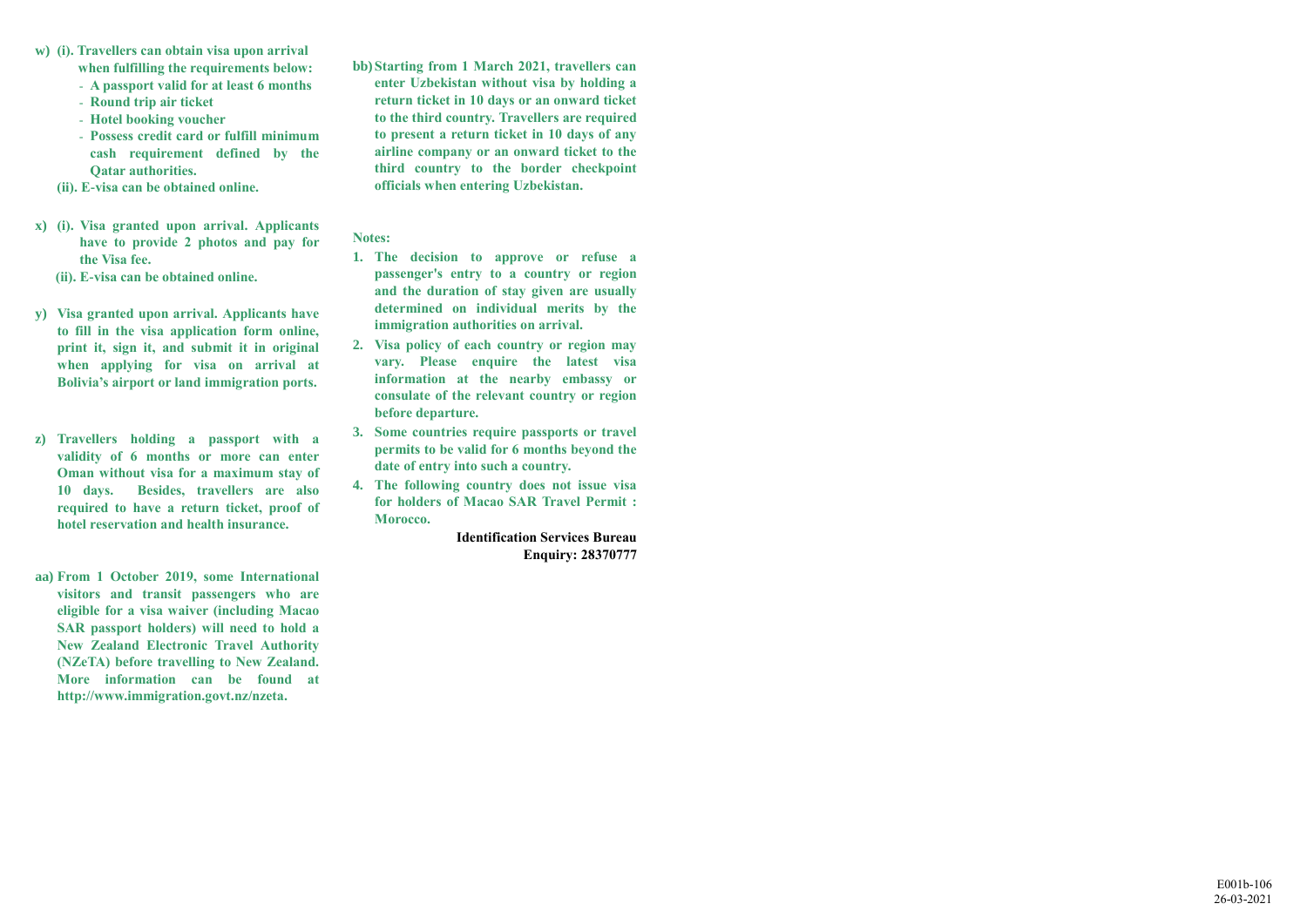**w) (i). Travellers can obtain visa upon arrival when fulfilling the requirements below:**

- **A passport valid for at least 6 months**
- **Round trip air ticket**
- **Hotel booking voucher**
- **Possess credit card or fulfill minimum cash requirement defined by the Qatar authorities.**

**(ii). E-visa can be obtained online.**

**x) (i). Visa granted upon arrival. Applicants have to provide 2 photos and pay for the Visa fee.**

**(ii). E-visa can be obtained online.**

**y) Visa granted upon arrival. Applicants have to fill in the visa application form online, print it, sign it, and submit it in original when applying for visa on arrival at Bolivia's airport or land immigration ports.**

**z) Travellers holding a passport with a validity of 6 months or more can enter Oman without visa for a maximum stay of 10 days. Besides, travellers are also required to have a return ticket, proof of hotel reservation and health insurance.**

**aa) From 1 October 2019, some International visitors and transit passengers who are eligible for a visa waiver (including Macao SAR passport holders) will need to hold a New Zealand Electronic Travel Authority (NZeTA) before travelling to New Zealand. More information can be found at http://www.immigration.govt.nz/nzeta.**

**bb) Starting from 1 March 2021, travellers can enter Uzbekistan without visa by holding a return ticket in 10 days or an onward ticket to the third country. Travellers are required to present a return ticket in 10 days of any airline company or an onward ticket to the third country to the border checkpoint officials when entering Uzbekistan.**

**Notes:**

1. **The decision to approve or refuse a passenger's entry to a country or region and the duration of stay given are usually determined on individual merits by the immigration authorities on arrival.**
2. **Visa policy of each country or region may vary. Please enquire the latest visa information at the nearby embassy or consulate of the relevant country or region before departure.**
3. **Some countries require passports or travel permits to be valid for 6 months beyond the date of entry into such a country.**
4. **The following country does not issue visa for holders of Macao SAR Travel Permit : Morocco.**

**Identification Services Bureau**
**Enquiry: 28370777**

E001b-106
26-03-2021